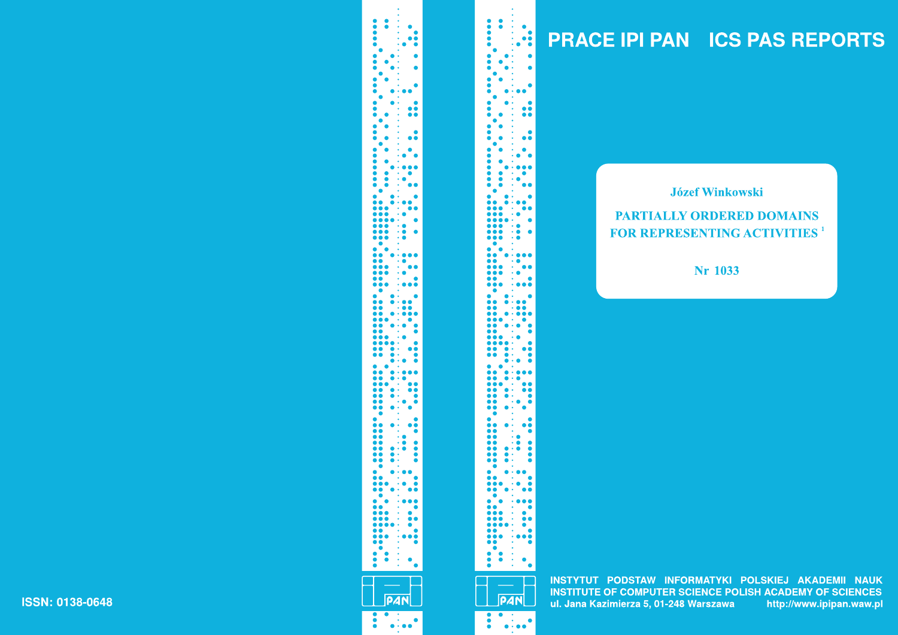# PRACE IPI PAN ICS PAS REPORTS

**Józef Winkowski**

## PARTIALLY ORDERED DOMAINS FOR REPRESENTING ACTIVITIES [1]

**Nr 1033**

ISSN: 0138-0648

INSTYTUT PODSTAW INFORMATYKI POLSKIEJ AKADEMII NAUK
INSTITUTE OF COMPUTER SCIENCE POLISH ACADEMY OF SCIENCES
ul. Jana Kazimierza 5, 01-248 Warszawa http://www.ipipan.waw.pl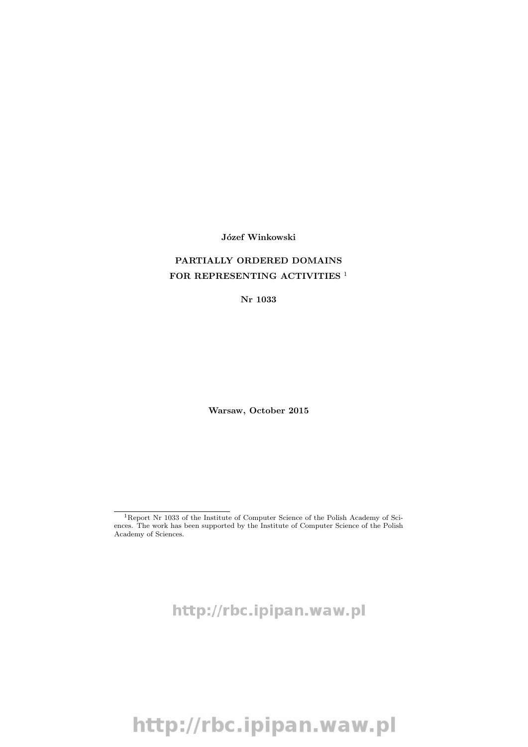**Józef Winkowski**

**PARTIALLY ORDERED DOMAINS**
**FOR REPRESENTING ACTIVITIES** [1]

**Nr 1033**

**Warsaw, October 2015**

[1] Report Nr 1033 of the Institute of Computer Science of the Polish Academy of Sciences. The work has been supported by the Institute of Computer Science of the Polish Academy of Sciences.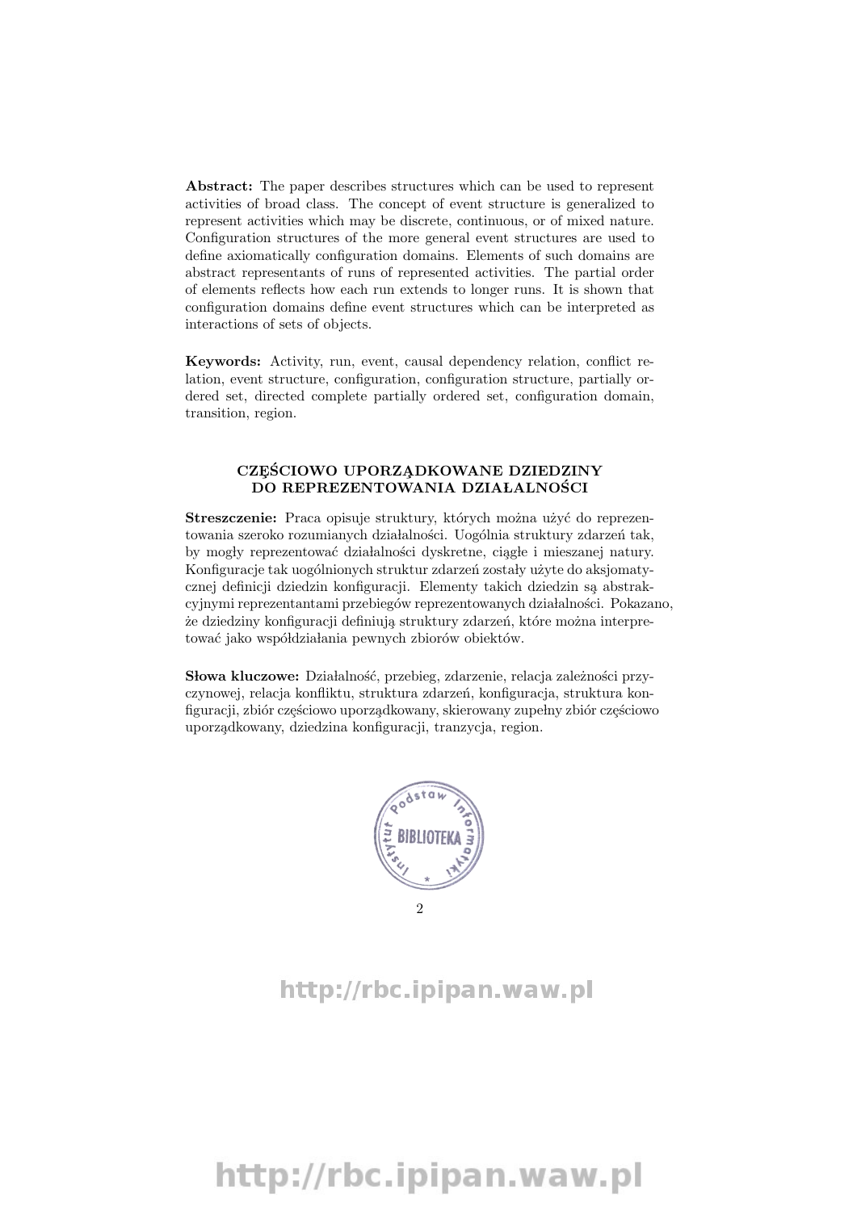**Abstract:** The paper describes structures which can be used to represent activities of broad class. The concept of event structure is generalized to represent activities which may be discrete, continuous, or of mixed nature. Configuration structures of the more general event structures are used to define axiomatically configuration domains. Elements of such domains are abstract representants of runs of represented activities. The partial order of elements reflects how each run extends to longer runs. It is shown that configuration domains define event structures which can be interpreted as interactions of sets of objects.

**Keywords:** Activity, run, event, causal dependency relation, conflict relation, event structure, configuration, configuration structure, partially ordered set, directed complete partially ordered set, configuration domain, transition, region.

## CZĘŚCIOWO UPORZĄDKOWANE DZIEDZINY DO REPREZENTOWANIA DZIAŁALNOŚCI

**Streszczenie:** Praca opisuje struktury, których można użyć do reprezentowania szeroko rozumianych działalności. Uogólnia struktury zdarzeń tak, by mogły reprezentować działalności dyskretne, ciągłe i mieszanej natury. Konfiguracje tak uogólnionych struktur zdarzeń zostały użyte do aksjomatycznej definicji dziedzin konfiguracji. Elementy takich dziedzin są abstrakcyjnymi reprezentantami przebiegów reprezentowanych działalności. Pokazano, że dziedziny konfiguracji definiują struktury zdarzeń, które można interpretować jako współdziałania pewnych zbiorów obiektów.

**Słowa kluczowe:** Działalność, przebieg, zdarzenie, relacja zależności przyczynowej, relacja konfliktu, struktura zdarzeń, konfiguracja, struktura konfiguracji, zbiór częściowo uporządkowany, skierowany zupełny zbiór częściowo uporządkowany, dziedzina konfiguracji, tranzycja, region.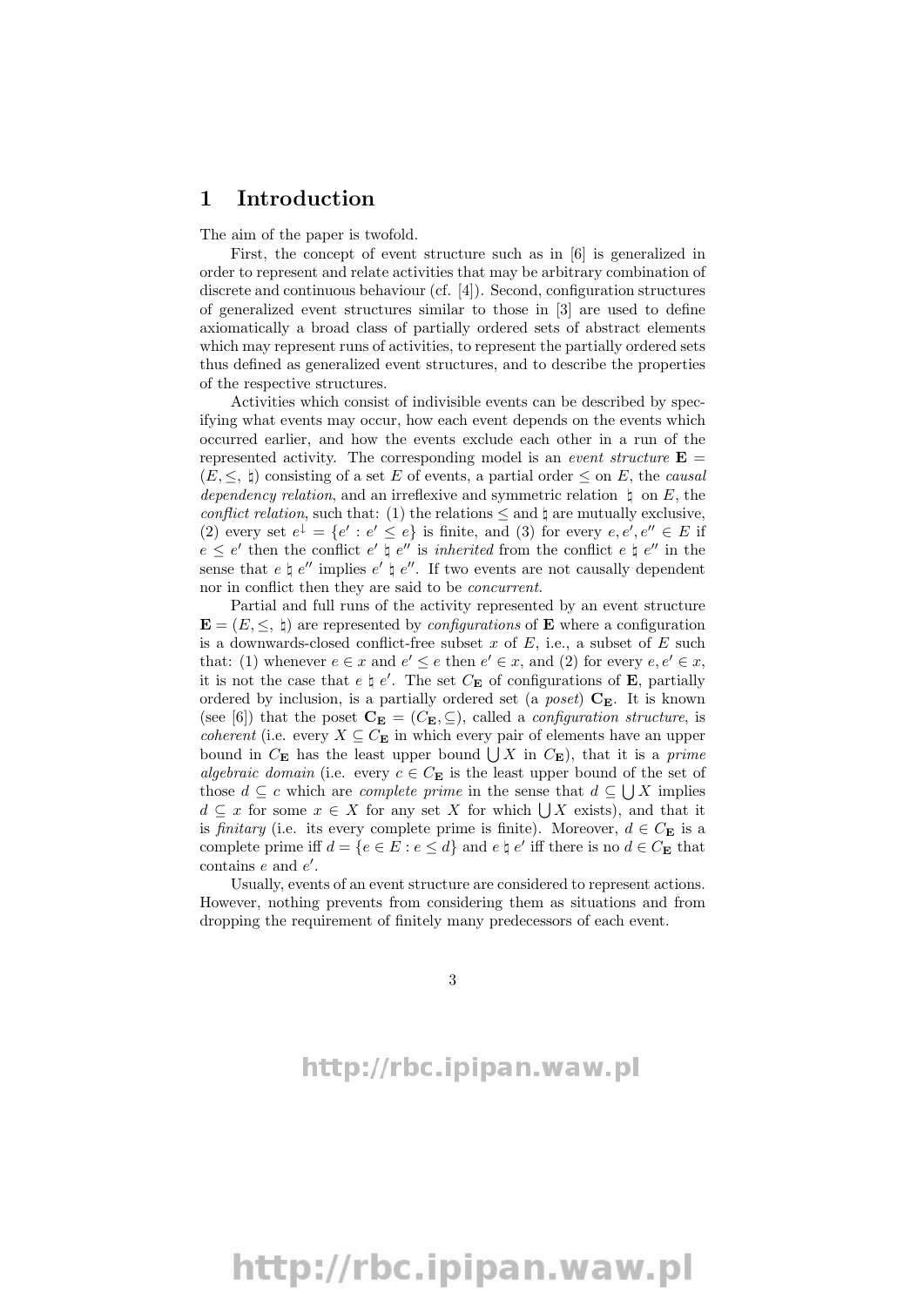# 1 Introduction

The aim of the paper is twofold.

First, the concept of event structure such as in [6] is generalized in order to represent and relate activities that may be arbitrary combination of discrete and continuous behaviour (cf. [4]). Second, configuration structures of generalized event structures similar to those in [3] are used to define axiomatically a broad class of partially ordered sets of abstract elements which may represent runs of activities, to represent the partially ordered sets thus defined as generalized event structures, and to describe the properties of the respective structures.

Activities which consist of indivisible events can be described by specifying what events may occur, how each event depends on the events which occurred earlier, and how the events exclude each other in a run of the represented activity. The corresponding model is an *event structure* $\mathbf{E} = (E, \leq, \natural)$ consisting of a set $E$ of events, a partial order $\leq$ on $E$, the *causal dependency relation*, and an irreflexive and symmetric relation $\natural$ on $E$, the *conflict relation*, such that: (1) the relations $\leq$ and $\natural$ are mutually exclusive, (2) every set $e^{\downarrow} = \{e' : e' \leq e\}$ is finite, and (3) for every $e, e', e'' \in E$ if $e \leq e'$ then the conflict $e' \natural e''$ is *inherited* from the conflict $e \natural e''$ in the sense that $e \natural e''$ implies $e' \natural e''$. If two events are not causally dependent nor in conflict then they are said to be *concurrent*.

Partial and full runs of the activity represented by an event structure $\mathbf{E} = (E, \leq, \natural)$ are represented by *configurations* of $\mathbf{E}$ where a configuration is a downwards-closed conflict-free subset $x$ of $E$, i.e., a subset of $E$ such that: (1) whenever $e \in x$ and $e' \leq e$ then $e' \in x$, and (2) for every $e, e' \in x$, it is not the case that $e \natural e'$. The set $C_{\mathbf{E}}$ of configurations of $\mathbf{E}$, partially ordered by inclusion, is a partially ordered set (a *poset*) $\mathbf{C_E}$. It is known (see [6]) that the poset $\mathbf{C_E} = (C_{\mathbf{E}}, \subseteq)$, called a *configuration structure*, is *coherent* (i.e. every $X \subseteq C_{\mathbf{E}}$ in which every pair of elements have an upper bound in $C_{\mathbf{E}}$ has the least upper bound $\bigcup X$ in $C_{\mathbf{E}}$), that it is a *prime algebraic domain* (i.e. every $c \in C_{\mathbf{E}}$ is the least upper bound of the set of those $d \subseteq c$ which are *complete prime* in the sense that $d \subseteq \bigcup X$ implies $d \subseteq x$ for some $x \in X$ for any set $X$ for which $\bigcup X$ exists), and that it is *finitary* (i.e. its every complete prime is finite). Moreover, $d \in C_{\mathbf{E}}$ is a complete prime iff $d = \{e \in E : e \leq d\}$ and $e \natural e'$ iff there is no $d \in C_{\mathbf{E}}$ that contains $e$ and $e'$.

Usually, events of an event structure are considered to represent actions. However, nothing prevents from considering them as situations and from dropping the requirement of finitely many predecessors of each event.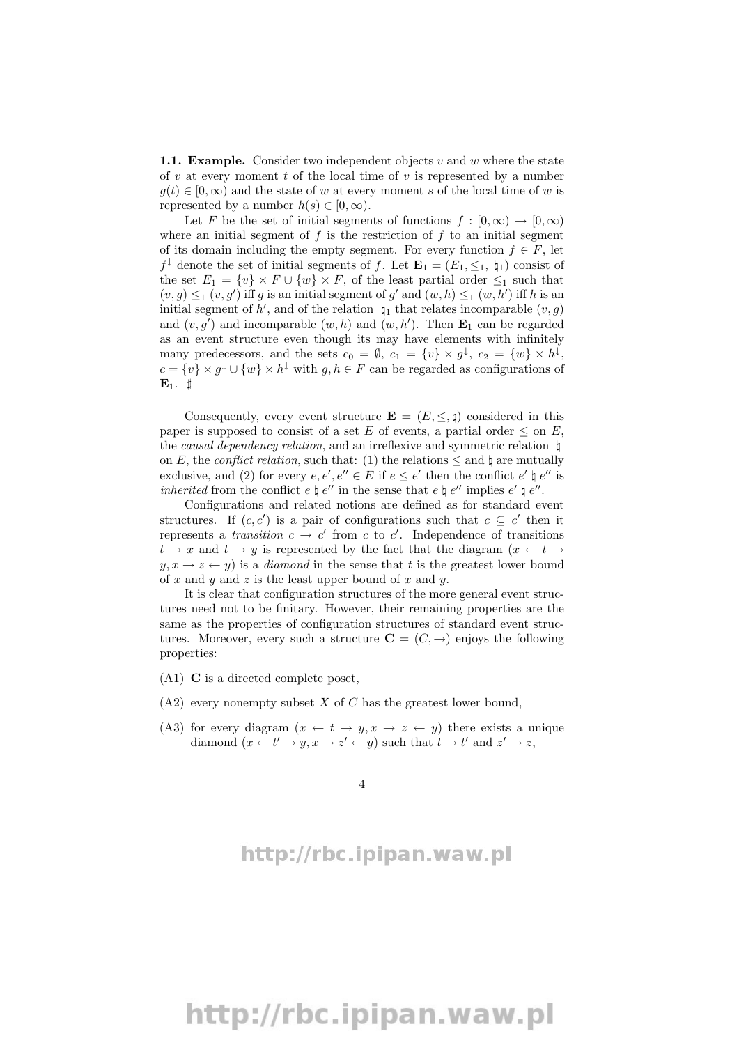**1.1. Example.** Consider two independent objects $v$ and $w$ where the state of $v$ at every moment $t$ of the local time of $v$ is represented by a number $g(t) \in [0, \infty)$ and the state of $w$ at every moment $s$ of the local time of $w$ is represented by a number $h(s) \in [0, \infty)$.

Let $F$ be the set of initial segments of functions $f : [0, \infty) \to [0, \infty)$ where an initial segment of $f$ is the restriction of $f$ to an initial segment of its domain including the empty segment. For every function $f \in F$, let $f^{\downarrow}$ denote the set of initial segments of $f$. Let $\mathbf{E}_1 = (E_1, \leq_1, \natural_1)$ consist of the set $E_1 = \{v\} \times F \cup \{w\} \times F$, of the least partial order $\leq_1$ such that $(v, g) \leq_1 (v, g')$ iff $g$ is an initial segment of $g'$ and $(w, h) \leq_1 (w, h')$ iff $h$ is an initial segment of $h'$, and of the relation $\natural_1$ that relates incomparable $(v, g)$ and $(v, g')$ and incomparable $(w, h)$ and $(w, h')$. Then $\mathbf{E}_1$ can be regarded as an event structure even though its may have elements with infinitely many predecessors, and the sets $c_0 = \emptyset$, $c_1 = \{v\} \times g^{\downarrow}$, $c_2 = \{w\} \times h^{\downarrow}$, $c = \{v\} \times g^{\downarrow} \cup \{w\} \times h^{\downarrow}$ with $g, h \in F$ can be regarded as configurations of $\mathbf{E}_1$. $\sharp$

Consequently, every event structure $\mathbf{E} = (E, \leq, \natural)$ considered in this paper is supposed to consist of a set $E$ of events, a partial order $\leq$ on $E$, the *causal dependency relation*, and an irreflexive and symmetric relation $\natural$ on $E$, the *conflict relation*, such that: (1) the relations $\leq$ and $\natural$ are mutually exclusive, and (2) for every $e, e', e'' \in E$ if $e \leq e'$ then the conflict $e' \natural e''$ is *inherited* from the conflict $e \natural e''$ in the sense that $e \natural e''$ implies $e' \natural e''$.

Configurations and related notions are defined as for standard event structures. If $(c, c')$ is a pair of configurations such that $c \subseteq c'$ then it represents a *transition* $c \to c'$ from $c$ to $c'$. Independence of transitions $t \to x$ and $t \to y$ is represented by the fact that the diagram $(x \leftarrow t \to y, x \to z \leftarrow y)$ is a *diamond* in the sense that $t$ is the greatest lower bound of $x$ and $y$ and $z$ is the least upper bound of $x$ and $y$.

It is clear that configuration structures of the more general event structures need not to be finitary. However, their remaining properties are the same as the properties of configuration structures of standard event structures. Moreover, every such a structure $\mathbf{C} = (C, \to)$ enjoys the following properties:

(A1) $\mathbf{C}$ is a directed complete poset,

(A2) every nonempty subset $X$ of $C$ has the greatest lower bound,

(A3) for every diagram $(x \leftarrow t \to y, x \to z \leftarrow y)$ there exists a unique diamond $(x \leftarrow t' \to y, x \to z' \leftarrow y)$ such that $t \to t'$ and $z' \to z$,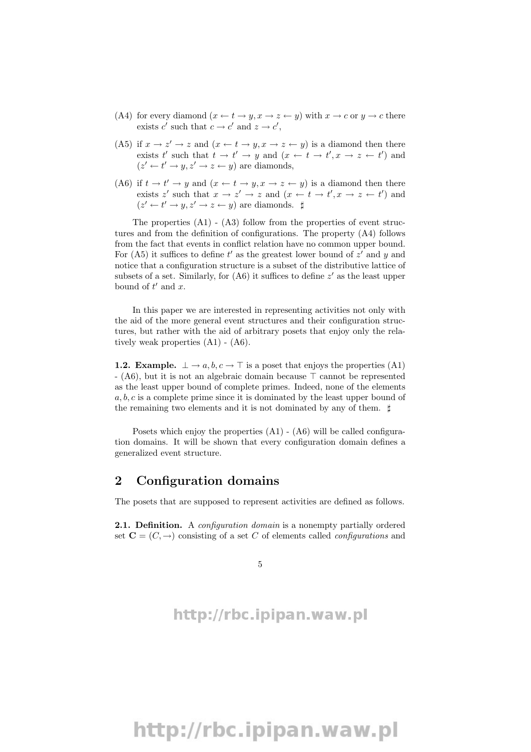(A4) for every diamond $(x \leftarrow t \rightarrow y, x \rightarrow z \leftarrow y)$ with $x \rightarrow c$ or $y \rightarrow c$ there exists $c'$ such that $c \rightarrow c'$ and $z \rightarrow c'$,

(A5) if $x \rightarrow z' \rightarrow z$ and $(x \leftarrow t \rightarrow y, x \rightarrow z \leftarrow y)$ is a diamond then there exists $t'$ such that $t \rightarrow t' \rightarrow y$ and $(x \leftarrow t \rightarrow t', x \rightarrow z \leftarrow t')$ and $(z' \leftarrow t' \rightarrow y, z' \rightarrow z \leftarrow y)$ are diamonds,

(A6) if $t \rightarrow t' \rightarrow y$ and $(x \leftarrow t \rightarrow y, x \rightarrow z \leftarrow y)$ is a diamond then there exists $z'$ such that $x \rightarrow z' \rightarrow z$ and $(x \leftarrow t \rightarrow t', x \rightarrow z \leftarrow t')$ and $(z' \leftarrow t' \rightarrow y, z' \rightarrow z \leftarrow y)$ are diamonds. $\sharp$

The properties (A1) - (A3) follow from the properties of event structures and from the definition of configurations. The property (A4) follows from the fact that events in conflict relation have no common upper bound. For (A5) it suffices to define $t'$ as the greatest lower bound of $z'$ and $y$ and notice that a configuration structure is a subset of the distributive lattice of subsets of a set. Similarly, for (A6) it suffices to define $z'$ as the least upper bound of $t'$ and $x$.

In this paper we are interested in representing activities not only with the aid of the more general event structures and their configuration structures, but rather with the aid of arbitrary posets that enjoy only the relatively weak properties (A1) - (A6).

**1.2. Example.** $\bot \rightarrow a, b, c \rightarrow \top$ is a poset that enjoys the properties (A1) - (A6), but it is not an algebraic domain because $\top$ cannot be represented as the least upper bound of complete primes. Indeed, none of the elements $a, b, c$ is a complete prime since it is dominated by the least upper bound of the remaining two elements and it is not dominated by any of them. $\sharp$

Posets which enjoy the properties (A1) - (A6) will be called configuration domains. It will be shown that every configuration domain defines a generalized event structure.

## 2 Configuration domains

The posets that are supposed to represent activities are defined as follows.

**2.1. Definition.** A *configuration domain* is a nonempty partially ordered set $\mathbf{C} = (C, \rightarrow)$ consisting of a set $C$ of elements called *configurations* and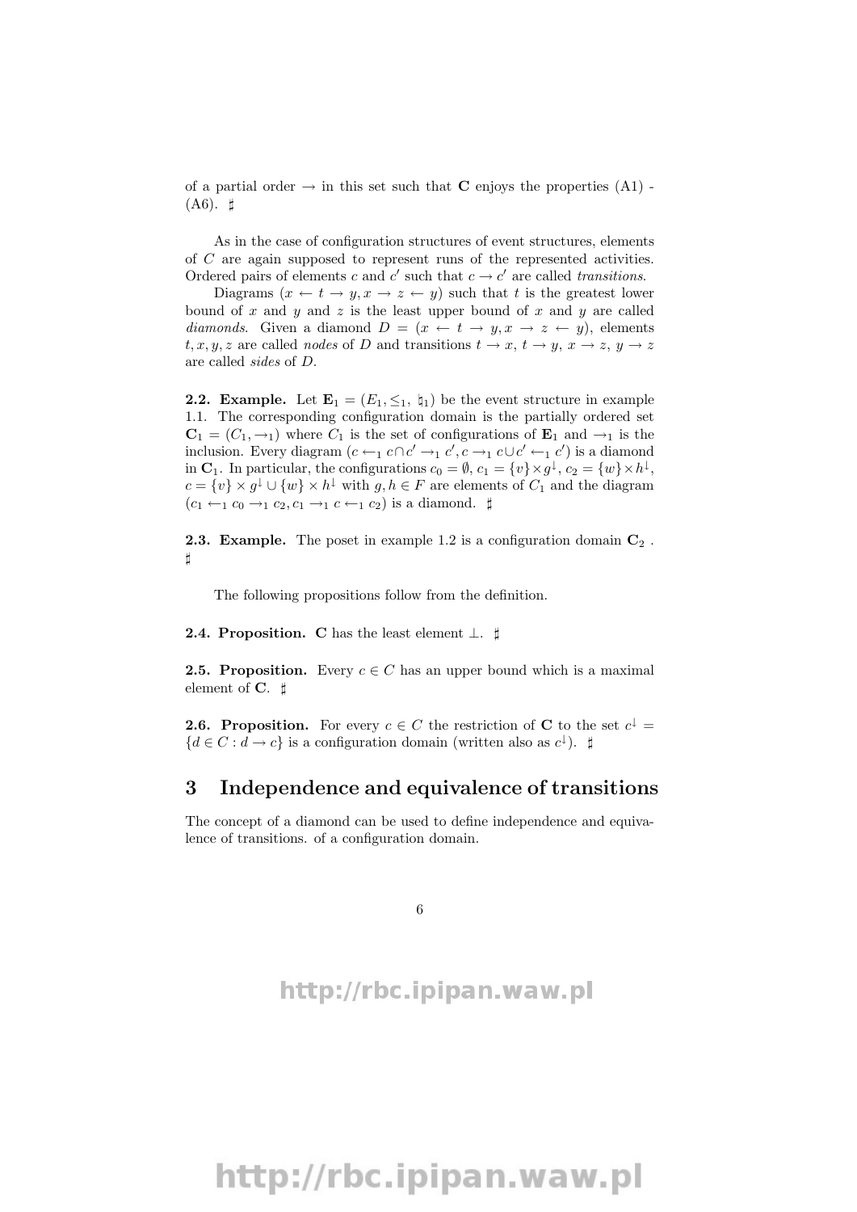of a partial order $\rightarrow$ in this set such that $\mathbf{C}$ enjoys the properties (A1) - (A6). $\sharp$

As in the case of configuration structures of event structures, elements of $C$ are again supposed to represent runs of the represented activities. Ordered pairs of elements $c$ and $c'$ such that $c \rightarrow c'$ are called *transitions*.

Diagrams $(x \leftarrow t \rightarrow y, x \rightarrow z \leftarrow y)$ such that $t$ is the greatest lower bound of $x$ and $y$ and $z$ is the least upper bound of $x$ and $y$ are called *diamonds*. Given a diamond $D = (x \leftarrow t \rightarrow y, x \rightarrow z \leftarrow y)$, elements $t, x, y, z$ are called *nodes* of $D$ and transitions $t \rightarrow x$, $t \rightarrow y$, $x \rightarrow z$, $y \rightarrow z$ are called *sides* of $D$.

**2.2. Example.** Let $\mathbf{E}_1 = (E_1, \leq_1, \natural_1)$ be the event structure in example 1.1. The corresponding configuration domain is the partially ordered set $\mathbf{C}_1 = (C_1, \rightarrow_1)$ where $C_1$ is the set of configurations of $\mathbf{E}_1$ and $\rightarrow_1$ is the inclusion. Every diagram $(c \leftarrow_1 c \cap c' \rightarrow_1 c', c \rightarrow_1 c \cup c' \leftarrow_1 c')$ is a diamond in $\mathbf{C}_1$. In particular, the configurations $c_0 = \emptyset$, $c_1 = \{v\} \times g^{\downarrow}$, $c_2 = \{w\} \times h^{\downarrow}$, $c = \{v\} \times g^{\downarrow} \cup \{w\} \times h^{\downarrow}$ with $g, h \in F$ are elements of $C_1$ and the diagram $(c_1 \leftarrow_1 c_0 \rightarrow_1 c_2, c_1 \rightarrow_1 c \leftarrow_1 c_2)$ is a diamond. $\sharp$

**2.3. Example.** The poset in example 1.2 is a configuration domain $\mathbf{C}_2$ . $\sharp$

The following propositions follow from the definition.

**2.4. Proposition.** $\mathbf{C}$ has the least element $\perp$. $\sharp$

**2.5. Proposition.** Every $c \in C$ has an upper bound which is a maximal element of $\mathbf{C}$. $\sharp$

**2.6. Proposition.** For every $c \in C$ the restriction of $\mathbf{C}$ to the set $c^{\downarrow} = \{d \in C : d \rightarrow c\}$ is a configuration domain (written also as $c^{\downarrow}$). $\sharp$

# 3 Independence and equivalence of transitions

The concept of a diamond can be used to define independence and equivalence of transitions. of a configuration domain.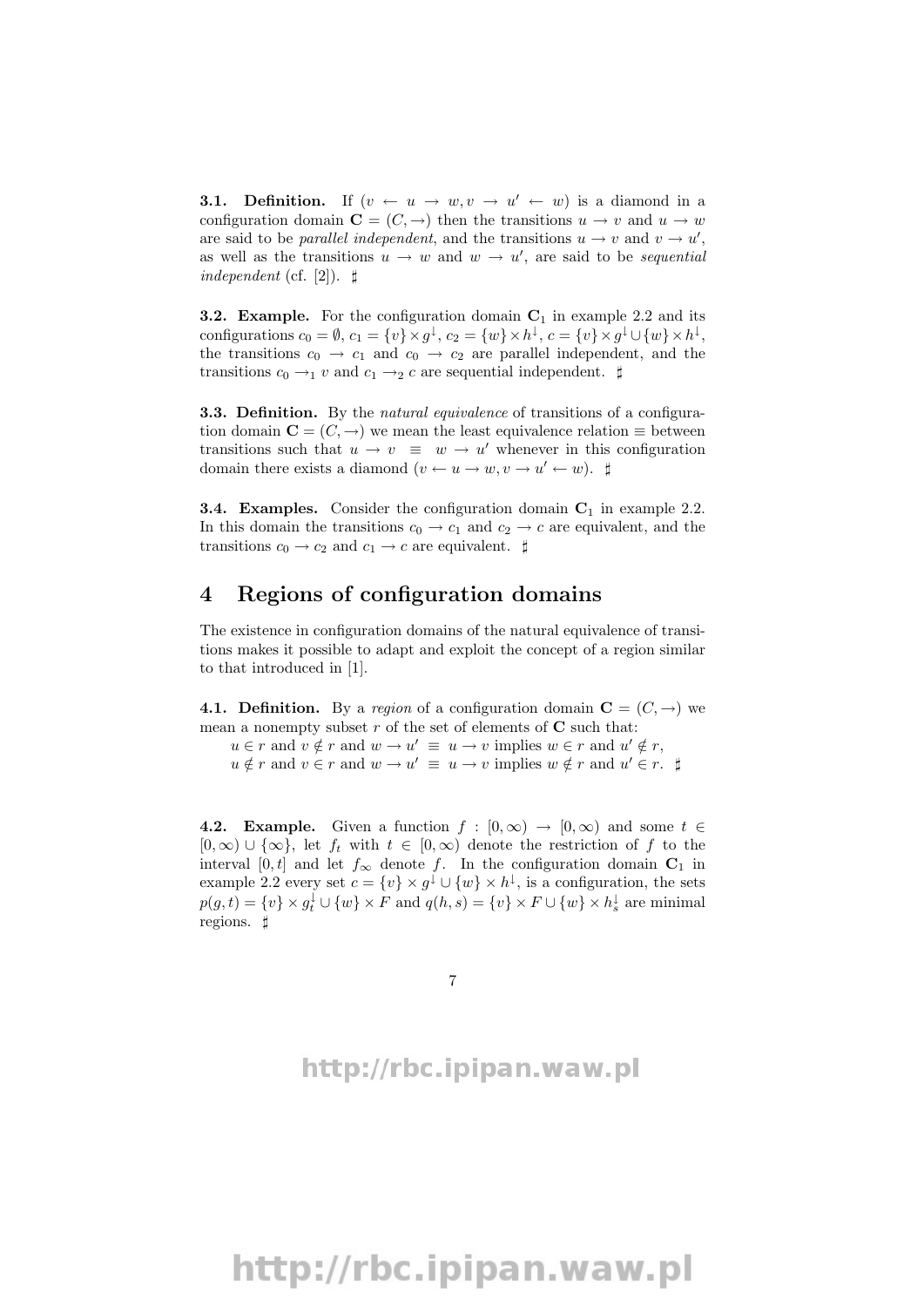**3.1. Definition.** If $(v \leftarrow u \rightarrow w, v \rightarrow u' \leftarrow w)$ is a diamond in a configuration domain $\mathbf{C} = (C, \rightarrow)$ then the transitions $u \rightarrow v$ and $u \rightarrow w$ are said to be *parallel independent*, and the transitions $u \rightarrow v$ and $v \rightarrow u'$, as well as the transitions $u \rightarrow w$ and $w \rightarrow u'$, are said to be *sequential independent* (cf. [2]). $\sharp$

**3.2. Example.** For the configuration domain $\mathbf{C}_1$ in example 2.2 and its configurations $c_0 = \emptyset$, $c_1 = \{v\} \times g^{\downarrow}$, $c_2 = \{w\} \times h^{\downarrow}$, $c = \{v\} \times g^{\downarrow} \cup \{w\} \times h^{\downarrow}$, the transitions $c_0 \rightarrow c_1$ and $c_0 \rightarrow c_2$ are parallel independent, and the transitions $c_0 \rightarrow_1 v$ and $c_1 \rightarrow_2 c$ are sequential independent. $\sharp$

**3.3. Definition.** By the *natural equivalence* of transitions of a configuration domain $\mathbf{C} = (C, \rightarrow)$ we mean the least equivalence relation $\equiv$ between transitions such that $u \rightarrow v \ \equiv \ w \rightarrow u'$ whenever in this configuration domain there exists a diamond $(v \leftarrow u \rightarrow w, v \rightarrow u' \leftarrow w)$. $\sharp$

**3.4. Examples.** Consider the configuration domain $\mathbf{C}_1$ in example 2.2. In this domain the transitions $c_0 \rightarrow c_1$ and $c_2 \rightarrow c$ are equivalent, and the transitions $c_0 \rightarrow c_2$ and $c_1 \rightarrow c$ are equivalent. $\sharp$

# 4 Regions of configuration domains

The existence in configuration domains of the natural equivalence of transitions makes it possible to adapt and exploit the concept of a region similar to that introduced in [1].

**4.1. Definition.** By a *region* of a configuration domain $\mathbf{C} = (C, \rightarrow)$ we mean a nonempty subset $r$ of the set of elements of $\mathbf{C}$ such that:

$u \in r$ and $v \notin r$ and $w \rightarrow u' \ \equiv \ u \rightarrow v$ implies $w \in r$ and $u' \notin r$,

$u \notin r$ and $v \in r$ and $w \rightarrow u' \ \equiv \ u \rightarrow v$ implies $w \notin r$ and $u' \in r$. $\sharp$

**4.2. Example.** Given a function $f : [0, \infty) \rightarrow [0, \infty)$ and some $t \in [0, \infty) \cup \{\infty\}$, let $f_t$ with $t \in [0, \infty)$ denote the restriction of $f$ to the interval $[0, t]$ and let $f_\infty$ denote $f$. In the configuration domain $\mathbf{C}_1$ in example 2.2 every set $c = \{v\} \times g^{\downarrow} \cup \{w\} \times h^{\downarrow}$, is a configuration, the sets $p(g, t) = \{v\} \times g_t^{\downarrow} \cup \{w\} \times F$ and $q(h, s) = \{v\} \times F \cup \{w\} \times h_s^{\downarrow}$ are minimal regions. $\sharp$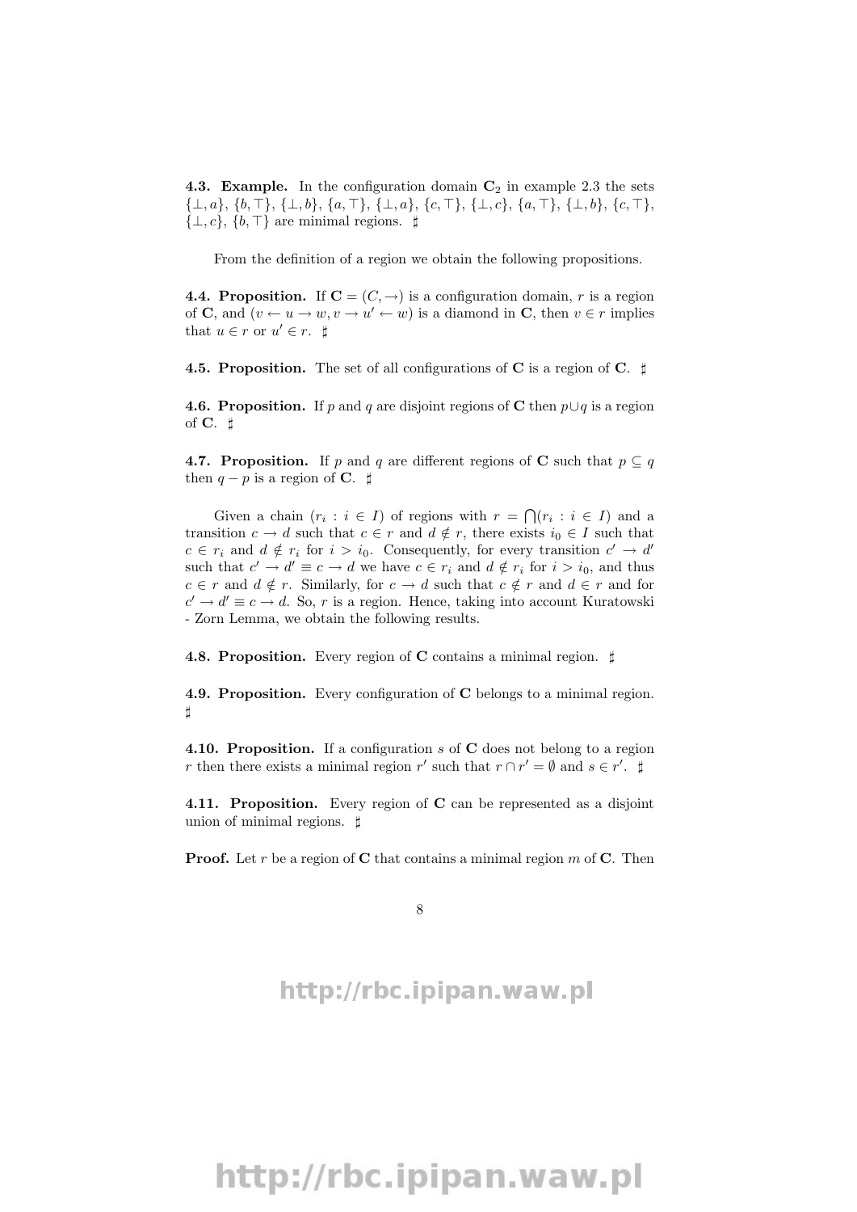**4.3. Example.** In the configuration domain $\mathbf{C}_2$ in example 2.3 the sets $\{\bot, a\}$, $\{b, \top\}$, $\{\bot, b\}$, $\{a, \top\}$, $\{\bot, a\}$, $\{c, \top\}$, $\{\bot, c\}$, $\{a, \top\}$, $\{\bot, b\}$, $\{c, \top\}$, $\{\bot, c\}$, $\{b, \top\}$ are minimal regions. ♯

From the definition of a region we obtain the following propositions.

**4.4. Proposition.** If $\mathbf{C} = (C, \to)$ is a configuration domain, $r$ is a region of $\mathbf{C}$, and $(v \leftarrow u \to w, v \to u' \leftarrow w)$ is a diamond in $\mathbf{C}$, then $v \in r$ implies that $u \in r$ or $u' \in r$. ♯

**4.5. Proposition.** The set of all configurations of $\mathbf{C}$ is a region of $\mathbf{C}$. ♯

**4.6. Proposition.** If $p$ and $q$ are disjoint regions of $\mathbf{C}$ then $p \cup q$ is a region of $\mathbf{C}$. ♯

**4.7. Proposition.** If $p$ and $q$ are different regions of $\mathbf{C}$ such that $p \subseteq q$ then $q - p$ is a region of $\mathbf{C}$. ♯

Given a chain $(r_i : i \in I)$ of regions with $r = \bigcap(r_i : i \in I)$ and a transition $c \to d$ such that $c \in r$ and $d \notin r$, there exists $i_0 \in I$ such that $c \in r_i$ and $d \notin r_i$ for $i > i_0$. Consequently, for every transition $c' \to d'$ such that $c' \to d' \equiv c \to d$ we have $c \in r_i$ and $d \notin r_i$ for $i > i_0$, and thus $c \in r$ and $d \notin r$. Similarly, for $c \to d$ such that $c \notin r$ and $d \in r$ and for $c' \to d' \equiv c \to d$. So, $r$ is a region. Hence, taking into account Kuratowski - Zorn Lemma, we obtain the following results.

**4.8. Proposition.** Every region of $\mathbf{C}$ contains a minimal region. ♯

**4.9. Proposition.** Every configuration of $\mathbf{C}$ belongs to a minimal region. ♯

**4.10. Proposition.** If a configuration $s$ of $\mathbf{C}$ does not belong to a region $r$ then there exists a minimal region $r'$ such that $r \cap r' = \emptyset$ and $s \in r'$. ♯

**4.11. Proposition.** Every region of $\mathbf{C}$ can be represented as a disjoint union of minimal regions. ♯

**Proof.** Let $r$ be a region of $\mathbf{C}$ that contains a minimal region $m$ of $\mathbf{C}$. Then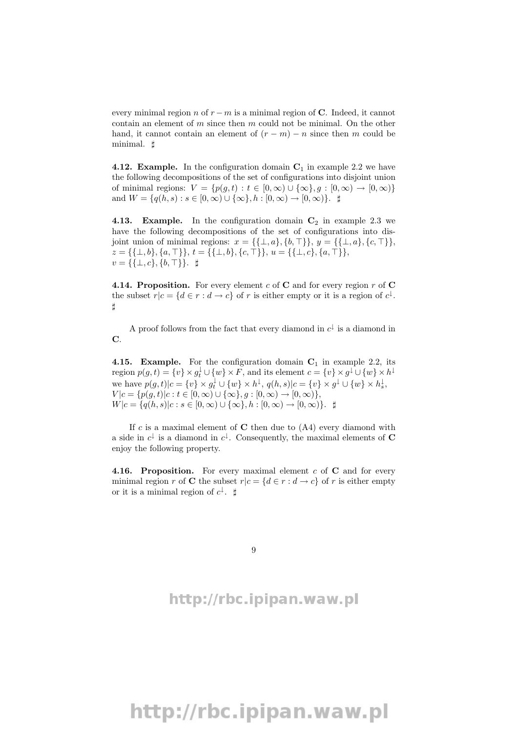every minimal region $n$ of $r - m$ is a minimal region of $\mathbf{C}$. Indeed, it cannot contain an element of $m$ since then $m$ could not be minimal. On the other hand, it cannot contain an element of $(r - m) - n$ since then $m$ could be minimal. ♯

**4.12. Example.** In the configuration domain $\mathbf{C}_1$ in example 2.2 we have the following decompositions of the set of configurations into disjoint union of minimal regions: $V = \{p(g,t) : t \in [0,\infty) \cup \{\infty\}, g : [0,\infty) \to [0,\infty)\}$ and $W = \{q(h,s) : s \in [0,\infty) \cup \{\infty\}, h : [0,\infty) \to [0,\infty)\}$. ♯

**4.13. Example.** In the configuration domain $\mathbf{C}_2$ in example 2.3 we have the following decompositions of the set of configurations into disjoint union of minimal regions: $x = \{\{\bot, a\}, \{b, \top\}\}$, $y = \{\{\bot, a\}, \{c, \top\}\}$, $z = \{\{\bot, b\}, \{a, \top\}\}$, $t = \{\{\bot, b\}, \{c, \top\}\}$, $u = \{\{\bot, c\}, \{a, \top\}\}$, $v = \{\{\bot, c\}, \{b, \top\}\}$. ♯

**4.14. Proposition.** For every element $c$ of $\mathbf{C}$ and for every region $r$ of $\mathbf{C}$ the subset $r|c = \{d \in r : d \to c\}$ of $r$ is either empty or it is a region of $c^{\downarrow}$. ♯

A proof follows from the fact that every diamond in $c^{\downarrow}$ is a diamond in $\mathbf{C}$.

**4.15. Example.** For the configuration domain $\mathbf{C}_1$ in example 2.2, its region $p(g,t) = \{v\} \times g_t^{\downarrow} \cup \{w\} \times F$, and its element $c = \{v\} \times g^{\downarrow} \cup \{w\} \times h^{\downarrow}$ we have $p(g,t)|c = \{v\} \times g_t^{\downarrow} \cup \{w\} \times h^{\downarrow}$, $q(h,s)|c = \{v\} \times g^{\downarrow} \cup \{w\} \times h_s^{\downarrow}$, $V|c = \{p(g,t)|c : t \in [0,\infty) \cup \{\infty\}, g : [0,\infty) \to [0,\infty)\}$, $W|c = \{q(h,s)|c : s \in [0,\infty) \cup \{\infty\}, h : [0,\infty) \to [0,\infty)\}$. ♯

If $c$ is a maximal element of $\mathbf{C}$ then due to (A4) every diamond with a side in $c^{\downarrow}$ is a diamond in $c^{\downarrow}$. Consequently, the maximal elements of $\mathbf{C}$ enjoy the following property.

**4.16. Proposition.** For every maximal element $c$ of $\mathbf{C}$ and for every minimal region $r$ of $\mathbf{C}$ the subset $r|c = \{d \in r : d \to c\}$ of $r$ is either empty or it is a minimal region of $c^{\downarrow}$. ♯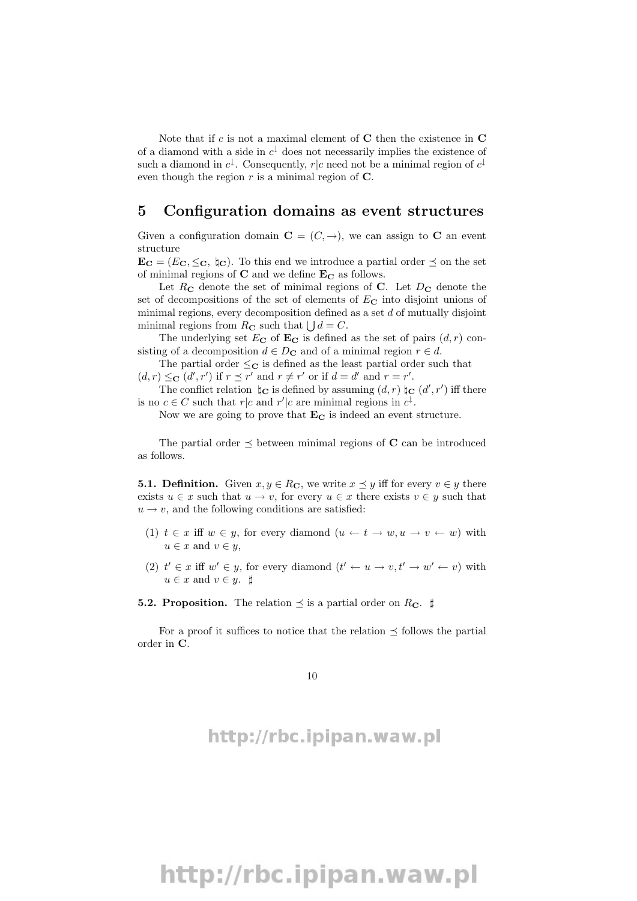Note that if $c$ is not a maximal element of $\mathbf{C}$ then the existence in $\mathbf{C}$ of a diamond with a side in $c^{\downarrow}$ does not necessarily implies the existence of such a diamond in $c^{\downarrow}$. Consequently, $r|c$ need not be a minimal region of $c^{\downarrow}$ even though the region $r$ is a minimal region of $\mathbf{C}$.

## 5 Configuration domains as event structures

Given a configuration domain $\mathbf{C} = (C, \rightarrow)$, we can assign to $\mathbf{C}$ an event structure

$\mathbf{E_C} = (E_\mathbf{C}, \leq_\mathbf{C}, \natural_\mathbf{C})$. To this end we introduce a partial order $\preceq$ on the set of minimal regions of $\mathbf{C}$ and we define $\mathbf{E_C}$ as follows.

Let $R_\mathbf{C}$ denote the set of minimal regions of $\mathbf{C}$. Let $D_\mathbf{C}$ denote the set of decompositions of the set of elements of $E_\mathbf{C}$ into disjoint unions of minimal regions, every decomposition defined as a set $d$ of mutually disjoint minimal regions from $R_\mathbf{C}$ such that $\bigcup d = C$.

The underlying set $E_\mathbf{C}$ of $\mathbf{E_C}$ is defined as the set of pairs $(d, r)$ consisting of a decomposition $d \in D_\mathbf{C}$ and of a minimal region $r \in d$.

The partial order $\leq_\mathbf{C}$ is defined as the least partial order such that $(d, r) \leq_\mathbf{C} (d', r')$ if $r \preceq r'$ and $r \neq r'$ or if $d = d'$ and $r = r'$.

The conflict relation $\natural_\mathbf{C}$ is defined by assuming $(d, r) \natural_\mathbf{C} (d', r')$ iff there is no $c \in C$ such that $r|c$ and $r'|c$ are minimal regions in $c^{\downarrow}$.

Now we are going to prove that $\mathbf{E_C}$ is indeed an event structure.

The partial order $\preceq$ between minimal regions of $\mathbf{C}$ can be introduced as follows.

**5.1. Definition.** Given $x, y \in R_\mathbf{C}$, we write $x \preceq y$ iff for every $v \in y$ there exists $u \in x$ such that $u \rightarrow v$, for every $u \in x$ there exists $v \in y$ such that $u \rightarrow v$, and the following conditions are satisfied:

(1) $t \in x$ iff $w \in y$, for every diamond $(u \leftarrow t \rightarrow w, u \rightarrow v \leftarrow w)$ with $u \in x$ and $v \in y$,

(2) $t' \in x$ iff $w' \in y$, for every diamond $(t' \leftarrow u \rightarrow v, t' \rightarrow w' \leftarrow v)$ with $u \in x$ and $v \in y$. $\sharp$

**5.2. Proposition.** The relation $\preceq$ is a partial order on $R_\mathbf{C}$. $\sharp$

For a proof it suffices to notice that the relation $\preceq$ follows the partial order in $\mathbf{C}$.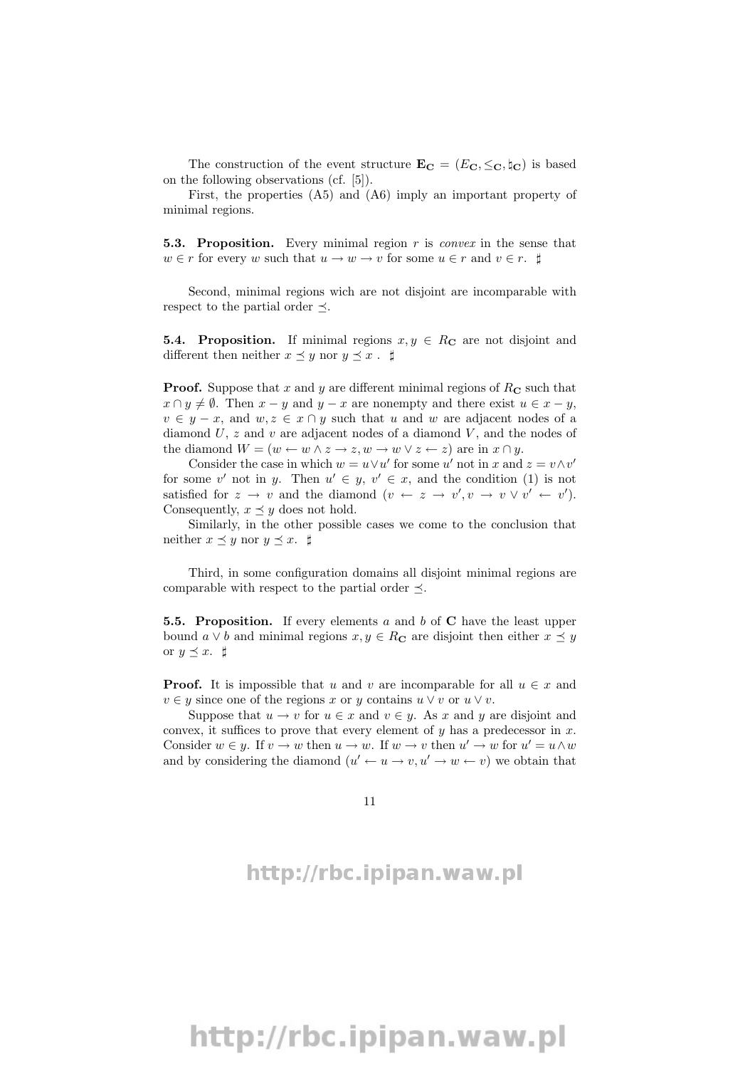The construction of the event structure $\mathbf{E_C} = (E_\mathbf{C}, \leq_\mathbf{C}, \natural_\mathbf{C})$ is based on the following observations (cf. [5]).

First, the properties (A5) and (A6) imply an important property of minimal regions.

**5.3. Proposition.** Every minimal region $r$ is *convex* in the sense that $w \in r$ for every $w$ such that $u \to w \to v$ for some $u \in r$ and $v \in r$. ♯

Second, minimal regions wich are not disjoint are incomparable with respect to the partial order $\preceq$.

**5.4. Proposition.** If minimal regions $x, y \in R_\mathbf{C}$ are not disjoint and different then neither $x \preceq y$ nor $y \preceq x$ . ♯

**Proof.** Suppose that $x$ and $y$ are different minimal regions of $R_\mathbf{C}$ such that $x \cap y \neq \emptyset$. Then $x - y$ and $y - x$ are nonempty and there exist $u \in x - y$, $v \in y - x$, and $w, z \in x \cap y$ such that $u$ and $w$ are adjacent nodes of a diamond $U$, $z$ and $v$ are adjacent nodes of a diamond $V$, and the nodes of the diamond $W = (w \leftarrow w \wedge z \to z, w \to w \vee z \leftarrow z)$ are in $x \cap y$.

Consider the case in which $w = u \vee u'$ for some $u'$ not in $x$ and $z = v \wedge v'$ for some $v'$ not in $y$. Then $u' \in y$, $v' \in x$, and the condition (1) is not satisfied for $z \to v$ and the diamond $(v \leftarrow z \to v', v \to v \vee v' \leftarrow v')$. Consequently, $x \preceq y$ does not hold.

Similarly, in the other possible cases we come to the conclusion that neither $x \preceq y$ nor $y \preceq x$. ♯

Third, in some configuration domains all disjoint minimal regions are comparable with respect to the partial order $\preceq$.

**5.5. Proposition.** If every elements $a$ and $b$ of $\mathbf{C}$ have the least upper bound $a \vee b$ and minimal regions $x, y \in R_\mathbf{C}$ are disjoint then either $x \preceq y$ or $y \preceq x$. ♯

**Proof.** It is impossible that $u$ and $v$ are incomparable for all $u \in x$ and $v \in y$ since one of the regions $x$ or $y$ contains $u \vee v$ or $u \vee v$.

Suppose that $u \to v$ for $u \in x$ and $v \in y$. As $x$ and $y$ are disjoint and convex, it suffices to prove that every element of $y$ has a predecessor in $x$. Consider $w \in y$. If $v \to w$ then $u \to w$. If $w \to v$ then $u' \to w$ for $u' = u \wedge w$ and by considering the diamond $(u' \leftarrow u \to v, u' \to w \leftarrow v)$ we obtain that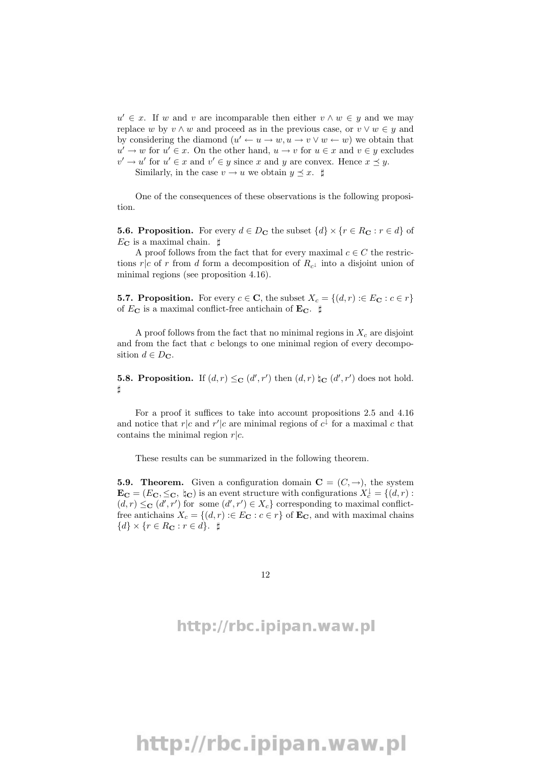$u' \in x$. If $w$ and $v$ are incomparable then either $v \wedge w \in y$ and we may replace $w$ by $v \wedge w$ and proceed as in the previous case, or $v \vee w \in y$ and by considering the diamond $(u' \leftarrow u \rightarrow w, u \rightarrow v \vee w \leftarrow w)$ we obtain that $u' \rightarrow w$ for $u' \in x$. On the other hand, $u \rightarrow v$ for $u \in x$ and $v \in y$ excludes $v' \rightarrow u'$ for $u' \in x$ and $v' \in y$ since $x$ and $y$ are convex. Hence $x \preceq y$.

Similarly, in the case $v \rightarrow u$ we obtain $y \preceq x$. $\sharp$

One of the consequences of these observations is the following proposition.

**5.6. Proposition.** For every $d \in D_{\mathbf{C}}$ the subset $\{d\} \times \{r \in R_{\mathbf{C}} : r \in d\}$ of $E_{\mathbf{C}}$ is a maximal chain. $\sharp$

A proof follows from the fact that for every maximal $c \in C$ the restrictions $r|c$ of $r$ from $d$ form a decomposition of $R_{c^\downarrow}$ into a disjoint union of minimal regions (see proposition 4.16).

**5.7. Proposition.** For every $c \in \mathbf{C}$, the subset $X_c = \{(d, r) :\in E_{\mathbf{C}} : c \in r\}$ of $E_{\mathbf{C}}$ is a maximal conflict-free antichain of $\mathbf{E_C}$. $\sharp$

A proof follows from the fact that no minimal regions in $X_c$ are disjoint and from the fact that $c$ belongs to one minimal region of every decomposition $d \in D_{\mathbf{C}}$.

**5.8. Proposition.** If $(d, r) \leq_{\mathbf{C}} (d', r')$ then $(d, r) \natural_{\mathbf{C}} (d', r')$ does not hold. $\sharp$

For a proof it suffices to take into account propositions 2.5 and 4.16 and notice that $r|c$ and $r'|c$ are minimal regions of $c^\downarrow$ for a maximal $c$ that contains the minimal region $r|c$.

These results can be summarized in the following theorem.

**5.9. Theorem.** Given a configuration domain $\mathbf{C} = (C, \rightarrow)$, the system $\mathbf{E_C} = (E_{\mathbf{C}}, \leq_{\mathbf{C}}, \natural_{\mathbf{C}})$ is an event structure with configurations $X_c^\downarrow = \{(d, r) : (d, r) \leq_{\mathbf{C}} (d', r') \text{ for some } (d', r') \in X_c\}$ corresponding to maximal conflict-free antichains $X_c = \{(d, r) :\in E_{\mathbf{C}} : c \in r\}$ of $\mathbf{E_C}$, and with maximal chains $\{d\} \times \{r \in R_{\mathbf{C}} : r \in d\}$. $\sharp$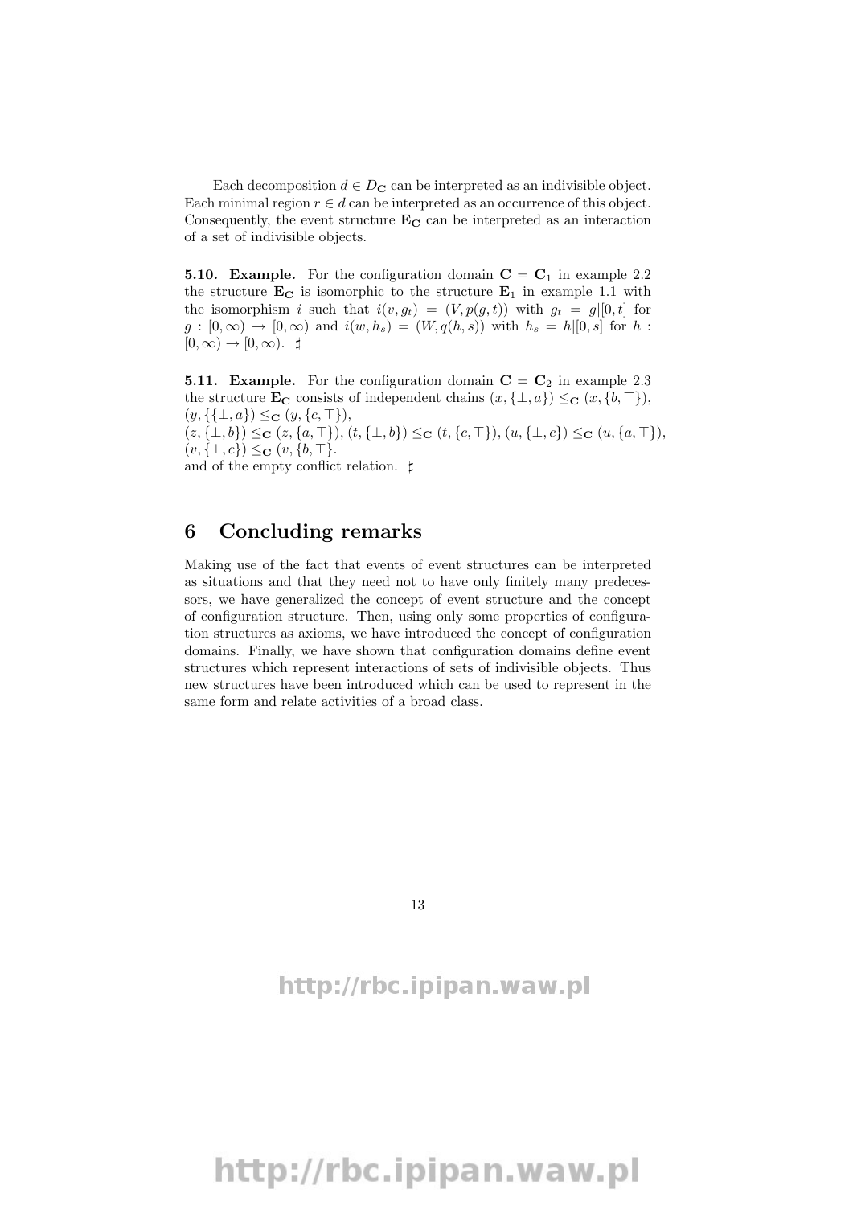Each decomposition $d \in D_{\mathbf{C}}$ can be interpreted as an indivisible object. Each minimal region $r \in d$ can be interpreted as an occurrence of this object. Consequently, the event structure $\mathbf{E_C}$ can be interpreted as an interaction of a set of indivisible objects.

**5.10. Example.** For the configuration domain $\mathbf{C} = \mathbf{C}_1$ in example 2.2 the structure $\mathbf{E_C}$ is isomorphic to the structure $\mathbf{E}_1$ in example 1.1 with the isomorphism $i$ such that $i(v, g_t) = (V, p(g, t))$ with $g_t = g|[0, t]$ for $g : [0, \infty) \to [0, \infty)$ and $i(w, h_s) = (W, q(h, s))$ with $h_s = h|[0, s]$ for $h : [0, \infty) \to [0, \infty)$. ♯

**5.11. Example.** For the configuration domain $\mathbf{C} = \mathbf{C}_2$ in example 2.3 the structure $\mathbf{E_C}$ consists of independent chains $(x, \{\perp, a\}) \leq_{\mathbf{C}} (x, \{b, \top\})$, $(y, \{\{\perp, a\}) \leq_{\mathbf{C}} (y, \{c, \top\})$,
$(z, \{\perp, b\}) \leq_{\mathbf{C}} (z, \{a, \top\})$, $(t, \{\perp, b\}) \leq_{\mathbf{C}} (t, \{c, \top\})$, $(u, \{\perp, c\}) \leq_{\mathbf{C}} (u, \{a, \top\})$, $(v, \{\perp, c\}) \leq_{\mathbf{C}} (v, \{b, \top\}$.
and of the empty conflict relation. ♯

# 6 Concluding remarks

Making use of the fact that events of event structures can be interpreted as situations and that they need not to have only finitely many predecessors, we have generalized the concept of event structure and the concept of configuration structure. Then, using only some properties of configuration structures as axioms, we have introduced the concept of configuration domains. Finally, we have shown that configuration domains define event structures which represent interactions of sets of indivisible objects. Thus new structures have been introduced which can be used to represent in the same form and relate activities of a broad class.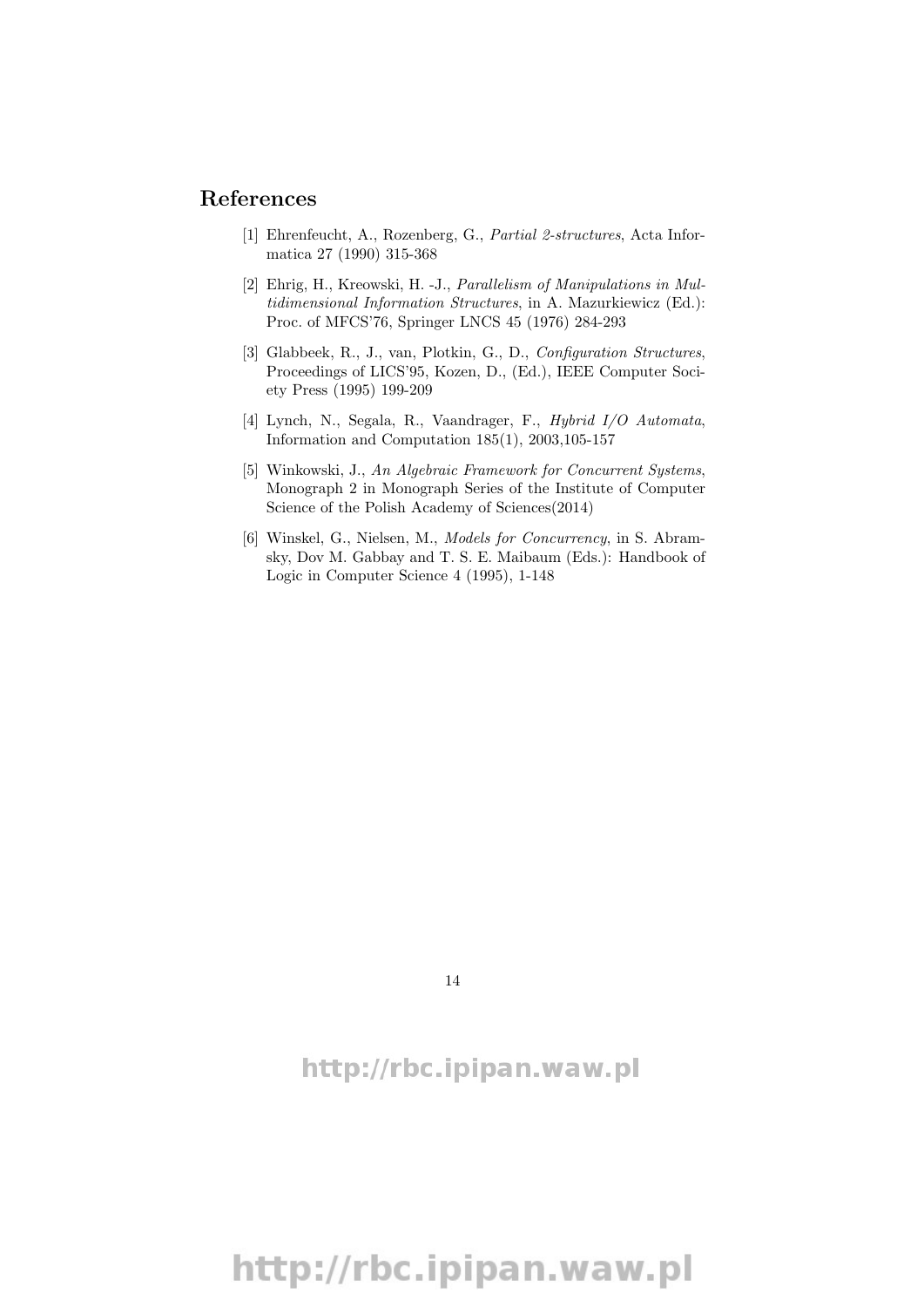## References

[1] Ehrenfeucht, A., Rozenberg, G., *Partial 2-structures*, Acta Informatica 27 (1990) 315-368

[2] Ehrig, H., Kreowski, H. -J., *Parallelism of Manipulations in Multidimensional Information Structures*, in A. Mazurkiewicz (Ed.): Proc. of MFCS'76, Springer LNCS 45 (1976) 284-293

[3] Glabbeek, R., J., van, Plotkin, G., D., *Configuration Structures*, Proceedings of LICS'95, Kozen, D., (Ed.), IEEE Computer Society Press (1995) 199-209

[4] Lynch, N., Segala, R., Vaandrager, F., *Hybrid I/O Automata*, Information and Computation 185(1), 2003,105-157

[5] Winkowski, J., *An Algebraic Framework for Concurrent Systems*, Monograph 2 in Monograph Series of the Institute of Computer Science of the Polish Academy of Sciences(2014)

[6] Winskel, G., Nielsen, M., *Models for Concurrency*, in S. Abramsky, Dov M. Gabbay and T. S. E. Maibaum (Eds.): Handbook of Logic in Computer Science 4 (1995), 1-148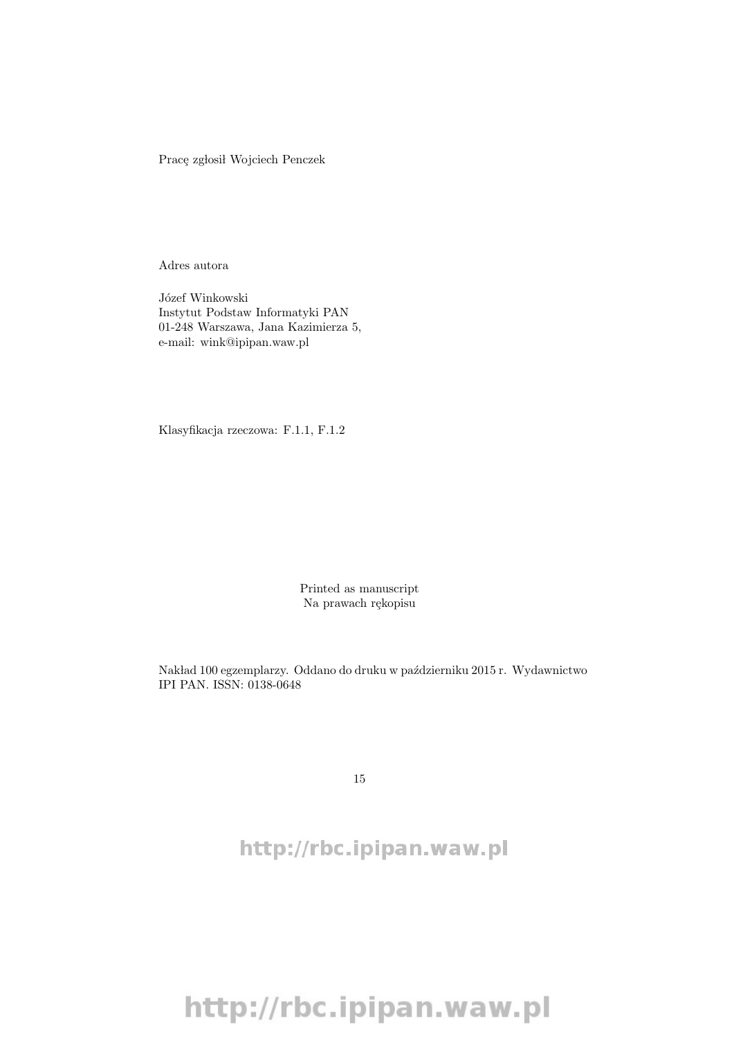Pracę zgłosił Wojciech Penczek

Adres autora

Józef Winkowski
Instytut Podstaw Informatyki PAN
01-248 Warszawa, Jana Kazimierza 5,
e-mail: wink@ipipan.waw.pl

Klasyfikacja rzeczowa: F.1.1, F.1.2

Printed as manuscript
Na prawach rękopisu

Nakład 100 egzemplarzy. Oddano do druku w październiku 2015 r. Wydawnictwo IPI PAN. ISSN: 0138-0648

15